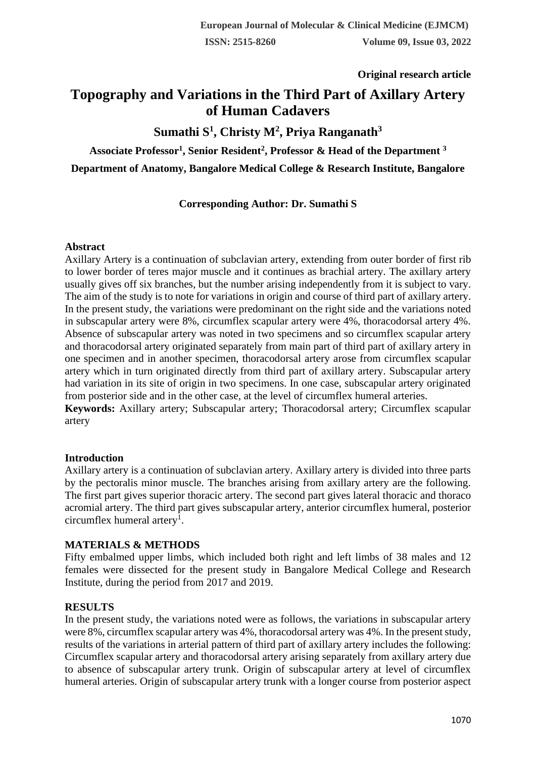Original research article

# Topography and Variations in the Third Part of Axillary Artery of Human Cadavers

**Sumathi S[1], Christy M[2], Priya Ranganath[3]**

**Associate Professor[1], Senior Resident[2], Professor & Head of the Department [3]**

**Department of Anatomy, Bangalore Medical College & Research Institute, Bangalore**

**Corresponding Author: Dr. Sumathi S**

## Abstract

Axillary Artery is a continuation of subclavian artery, extending from outer border of first rib to lower border of teres major muscle and it continues as brachial artery. The axillary artery usually gives off six branches, but the number arising independently from it is subject to vary. The aim of the study is to note for variations in origin and course of third part of axillary artery. In the present study, the variations were predominant on the right side and the variations noted in subscapular artery were 8%, circumflex scapular artery were 4%, thoracodorsal artery 4%. Absence of subscapular artery was noted in two specimens and so circumflex scapular artery and thoracodorsal artery originated separately from main part of third part of axillary artery in one specimen and in another specimen, thoracodorsal artery arose from circumflex scapular artery which in turn originated directly from third part of axillary artery. Subscapular artery had variation in its site of origin in two specimens. In one case, subscapular artery originated from posterior side and in the other case, at the level of circumflex humeral arteries.

**Keywords:** Axillary artery; Subscapular artery; Thoracodorsal artery; Circumflex scapular artery

## Introduction

Axillary artery is a continuation of subclavian artery. Axillary artery is divided into three parts by the pectoralis minor muscle. The branches arising from axillary artery are the following. The first part gives superior thoracic artery. The second part gives lateral thoracic and thoraco acromial artery. The third part gives subscapular artery, anterior circumflex humeral, posterior circumflex humeral artery[1].

## MATERIALS & METHODS

Fifty embalmed upper limbs, which included both right and left limbs of 38 males and 12 females were dissected for the present study in Bangalore Medical College and Research Institute, during the period from 2017 and 2019.

## RESULTS

In the present study, the variations noted were as follows, the variations in subscapular artery were 8%, circumflex scapular artery was 4%, thoracodorsal artery was 4%. In the present study, results of the variations in arterial pattern of third part of axillary artery includes the following: Circumflex scapular artery and thoracodorsal artery arising separately from axillary artery due to absence of subscapular artery trunk. Origin of subscapular artery at level of circumflex humeral arteries. Origin of subscapular artery trunk with a longer course from posterior aspect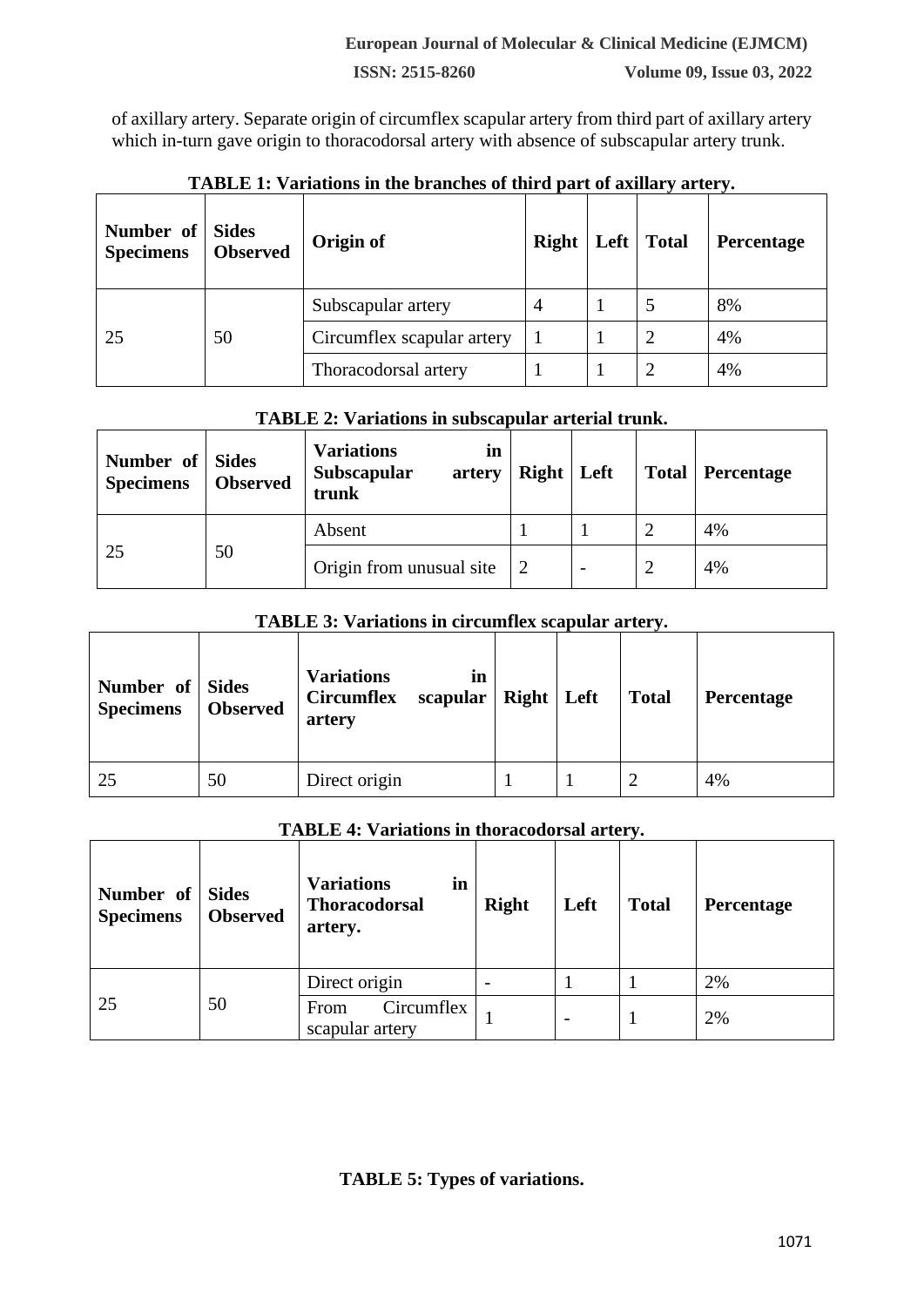of axillary artery. Separate origin of circumflex scapular artery from third part of axillary artery which in-turn gave origin to thoracodorsal artery with absence of subscapular artery trunk.

**TABLE 1: Variations in the branches of third part of axillary artery.**

| Number of Specimens | Sides Observed | Origin of | Right | Left | Total | Percentage |
|---|---|---|---|---|---|---|
| 25 | 50 | Subscapular artery | 4 | 1 | 5 | 8% |
| | | Circumflex scapular artery | 1 | 1 | 2 | 4% |
| | | Thoracodorsal artery | 1 | 1 | 2 | 4% |

**TABLE 2: Variations in subscapular arterial trunk.**

| Number of Specimens | Sides Observed | Variations in Subscapular artery trunk | Right | Left | Total | Percentage |
|---|---|---|---|---|---|---|
| 25 | 50 | Absent | 1 | 1 | 2 | 4% |
| | | Origin from unusual site | 2 | - | 2 | 4% |

**TABLE 3: Variations in circumflex scapular artery.**

| Number of Specimens | Sides Observed | Variations in Circumflex scapular artery | Right | Left | Total | Percentage |
|---|---|---|---|---|---|---|
| 25 | 50 | Direct origin | 1 | 1 | 2 | 4% |

**TABLE 4: Variations in thoracodorsal artery.**

| Number of Specimens | Sides Observed | Variations in Thoracodorsal artery. | Right | Left | Total | Percentage |
|---|---|---|---|---|---|---|
| 25 | 50 | Direct origin | - | 1 | 1 | 2% |
| | | From Circumflex scapular artery | 1 | - | 1 | 2% |

**TABLE 5: Types of variations.**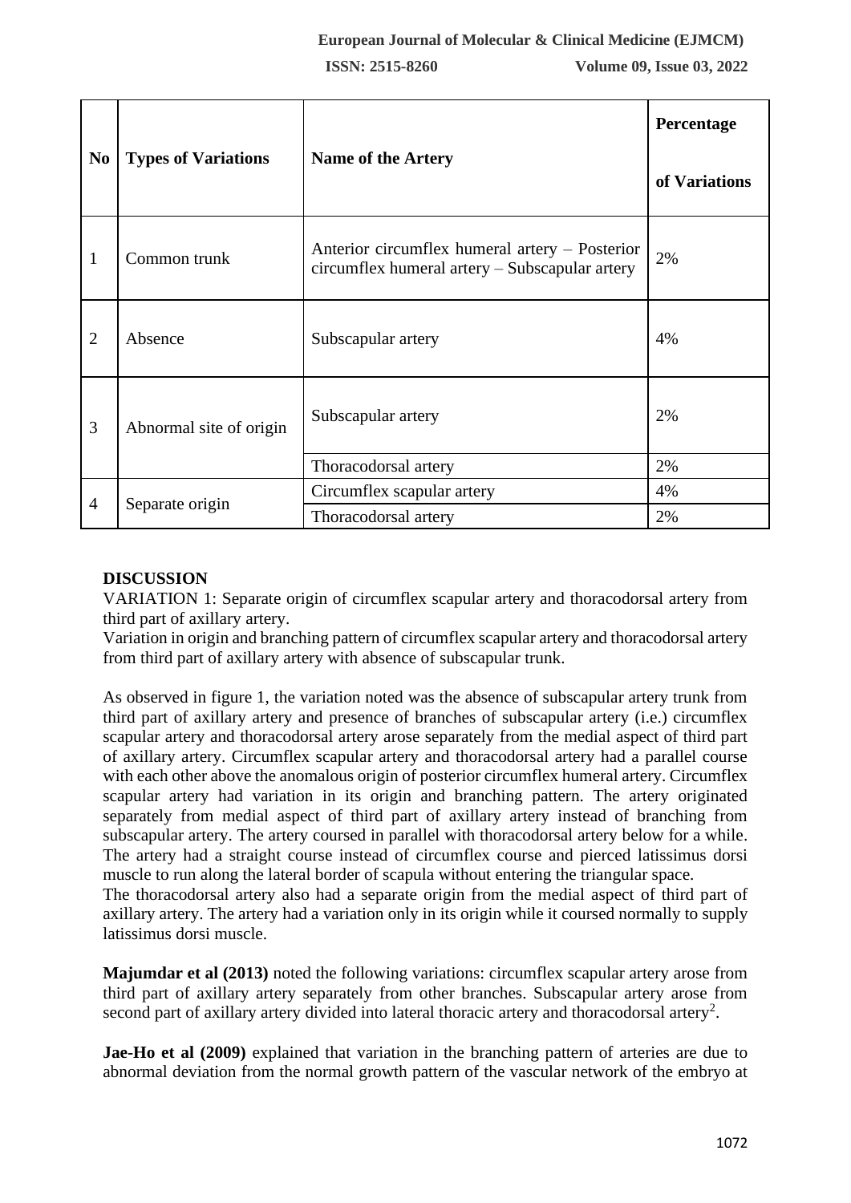| No | Types of Variations | Name of the Artery | Percentage of Variations |
|---|---|---|---|
| 1 | Common trunk | Anterior circumflex humeral artery – Posterior circumflex humeral artery – Subscapular artery | 2% |
| 2 | Absence | Subscapular artery | 4% |
| 3 | Abnormal site of origin | Subscapular artery | 2% |
| | | Thoracodorsal artery | 2% |
| 4 | Separate origin | Circumflex scapular artery | 4% |
| | | Thoracodorsal artery | 2% |

## DISCUSSION

VARIATION 1: Separate origin of circumflex scapular artery and thoracodorsal artery from third part of axillary artery.

Variation in origin and branching pattern of circumflex scapular artery and thoracodorsal artery from third part of axillary artery with absence of subscapular trunk.

As observed in figure 1, the variation noted was the absence of subscapular artery trunk from third part of axillary artery and presence of branches of subscapular artery (i.e.) circumflex scapular artery and thoracodorsal artery arose separately from the medial aspect of third part of axillary artery. Circumflex scapular artery and thoracodorsal artery had a parallel course with each other above the anomalous origin of posterior circumflex humeral artery. Circumflex scapular artery had variation in its origin and branching pattern. The artery originated separately from medial aspect of third part of axillary artery instead of branching from subscapular artery. The artery coursed in parallel with thoracodorsal artery below for a while. The artery had a straight course instead of circumflex course and pierced latissimus dorsi muscle to run along the lateral border of scapula without entering the triangular space.

The thoracodorsal artery also had a separate origin from the medial aspect of third part of axillary artery. The artery had a variation only in its origin while it coursed normally to supply latissimus dorsi muscle.

**Majumdar et al (2013)** noted the following variations: circumflex scapular artery arose from third part of axillary artery separately from other branches. Subscapular artery arose from second part of axillary artery divided into lateral thoracic artery and thoracodorsal artery[2].

**Jae-Ho et al (2009)** explained that variation in the branching pattern of arteries are due to abnormal deviation from the normal growth pattern of the vascular network of the embryo at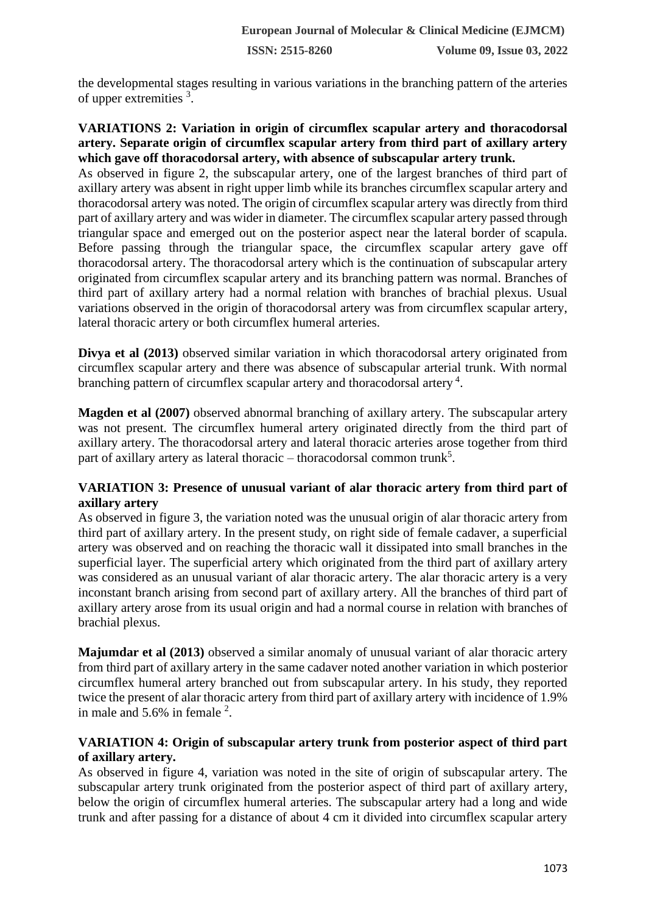the developmental stages resulting in various variations in the branching pattern of the arteries of upper extremities [3].

**VARIATIONS 2: Variation in origin of circumflex scapular artery and thoracodorsal artery. Separate origin of circumflex scapular artery from third part of axillary artery which gave off thoracodorsal artery, with absence of subscapular artery trunk.**

As observed in figure 2, the subscapular artery, one of the largest branches of third part of axillary artery was absent in right upper limb while its branches circumflex scapular artery and thoracodorsal artery was noted. The origin of circumflex scapular artery was directly from third part of axillary artery and was wider in diameter. The circumflex scapular artery passed through triangular space and emerged out on the posterior aspect near the lateral border of scapula. Before passing through the triangular space, the circumflex scapular artery gave off thoracodorsal artery. The thoracodorsal artery which is the continuation of subscapular artery originated from circumflex scapular artery and its branching pattern was normal. Branches of third part of axillary artery had a normal relation with branches of brachial plexus. Usual variations observed in the origin of thoracodorsal artery was from circumflex scapular artery, lateral thoracic artery or both circumflex humeral arteries.

**Divya et al (2013)** observed similar variation in which thoracodorsal artery originated from circumflex scapular artery and there was absence of subscapular arterial trunk. With normal branching pattern of circumflex scapular artery and thoracodorsal artery [4].

**Magden et al (2007)** observed abnormal branching of axillary artery. The subscapular artery was not present. The circumflex humeral artery originated directly from the third part of axillary artery. The thoracodorsal artery and lateral thoracic arteries arose together from third part of axillary artery as lateral thoracic – thoracodorsal common trunk[5].

**VARIATION 3: Presence of unusual variant of alar thoracic artery from third part of axillary artery**

As observed in figure 3, the variation noted was the unusual origin of alar thoracic artery from third part of axillary artery. In the present study, on right side of female cadaver, a superficial artery was observed and on reaching the thoracic wall it dissipated into small branches in the superficial layer. The superficial artery which originated from the third part of axillary artery was considered as an unusual variant of alar thoracic artery. The alar thoracic artery is a very inconstant branch arising from second part of axillary artery. All the branches of third part of axillary artery arose from its usual origin and had a normal course in relation with branches of brachial plexus.

**Majumdar et al (2013)** observed a similar anomaly of unusual variant of alar thoracic artery from third part of axillary artery in the same cadaver noted another variation in which posterior circumflex humeral artery branched out from subscapular artery. In his study, they reported twice the present of alar thoracic artery from third part of axillary artery with incidence of 1.9% in male and 5.6% in female [2].

**VARIATION 4: Origin of subscapular artery trunk from posterior aspect of third part of axillary artery.**

As observed in figure 4, variation was noted in the site of origin of subscapular artery. The subscapular artery trunk originated from the posterior aspect of third part of axillary artery, below the origin of circumflex humeral arteries. The subscapular artery had a long and wide trunk and after passing for a distance of about 4 cm it divided into circumflex scapular artery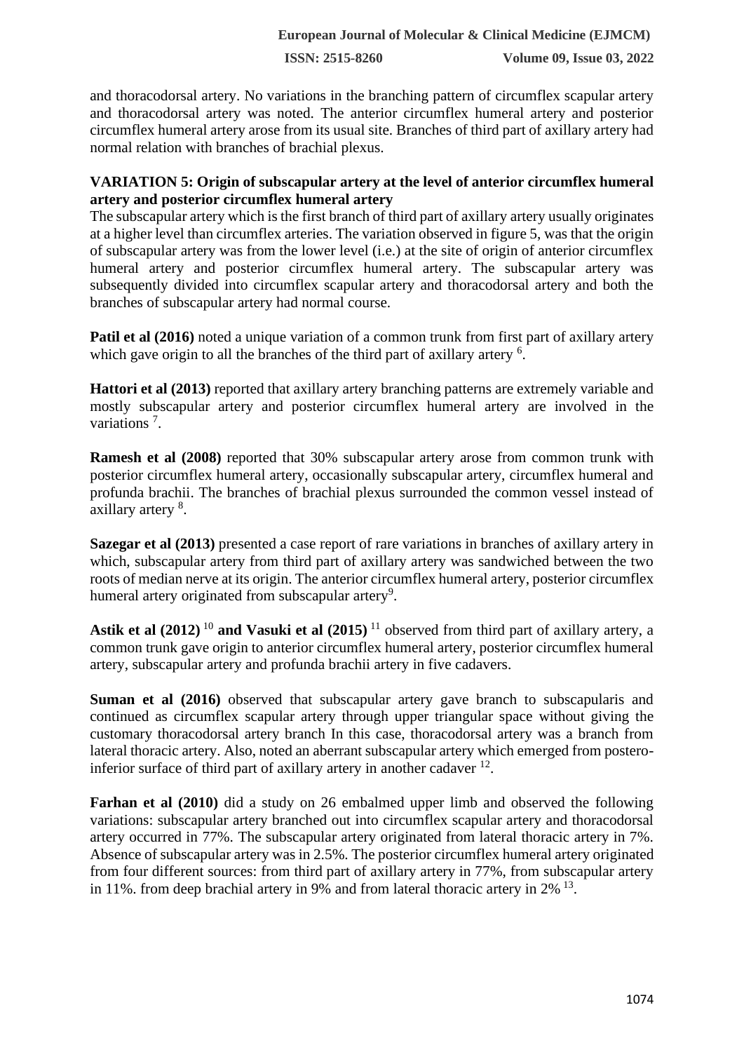and thoracodorsal artery. No variations in the branching pattern of circumflex scapular artery and thoracodorsal artery was noted. The anterior circumflex humeral artery and posterior circumflex humeral artery arose from its usual site. Branches of third part of axillary artery had normal relation with branches of brachial plexus.

**VARIATION 5: Origin of subscapular artery at the level of anterior circumflex humeral artery and posterior circumflex humeral artery**

The subscapular artery which is the first branch of third part of axillary artery usually originates at a higher level than circumflex arteries. The variation observed in figure 5, was that the origin of subscapular artery was from the lower level (i.e.) at the site of origin of anterior circumflex humeral artery and posterior circumflex humeral artery. The subscapular artery was subsequently divided into circumflex scapular artery and thoracodorsal artery and both the branches of subscapular artery had normal course.

**Patil et al (2016)** noted a unique variation of a common trunk from first part of axillary artery which gave origin to all the branches of the third part of axillary artery [6].

**Hattori et al (2013)** reported that axillary artery branching patterns are extremely variable and mostly subscapular artery and posterior circumflex humeral artery are involved in the variations [7].

**Ramesh et al (2008)** reported that 30% subscapular artery arose from common trunk with posterior circumflex humeral artery, occasionally subscapular artery, circumflex humeral and profunda brachii. The branches of brachial plexus surrounded the common vessel instead of axillary artery [8].

**Sazegar et al (2013)** presented a case report of rare variations in branches of axillary artery in which, subscapular artery from third part of axillary artery was sandwiched between the two roots of median nerve at its origin. The anterior circumflex humeral artery, posterior circumflex humeral artery originated from subscapular artery[9].

**Astik et al (2012)** [10] **and Vasuki et al (2015)** [11] observed from third part of axillary artery, a common trunk gave origin to anterior circumflex humeral artery, posterior circumflex humeral artery, subscapular artery and profunda brachii artery in five cadavers.

**Suman et al (2016)** observed that subscapular artery gave branch to subscapularis and continued as circumflex scapular artery through upper triangular space without giving the customary thoracodorsal artery branch In this case, thoracodorsal artery was a branch from lateral thoracic artery. Also, noted an aberrant subscapular artery which emerged from postero-inferior surface of third part of axillary artery in another cadaver [12].

**Farhan et al (2010)** did a study on 26 embalmed upper limb and observed the following variations: subscapular artery branched out into circumflex scapular artery and thoracodorsal artery occurred in 77%. The subscapular artery originated from lateral thoracic artery in 7%. Absence of subscapular artery was in 2.5%. The posterior circumflex humeral artery originated from four different sources: from third part of axillary artery in 77%, from subscapular artery in 11%. from deep brachial artery in 9% and from lateral thoracic artery in 2% [13].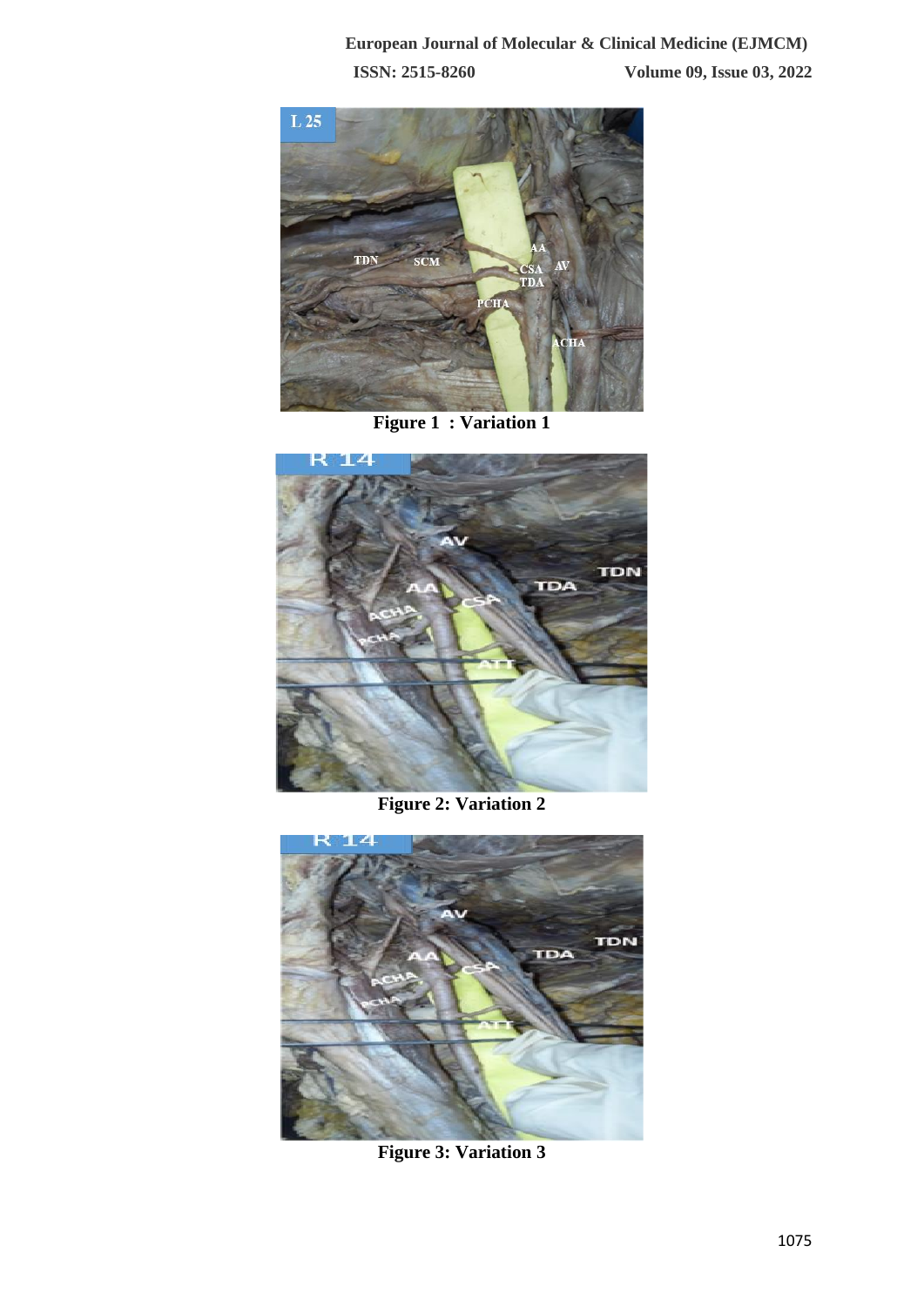Figure 1 : Variation 1

Figure 2: Variation 2

Figure 3: Variation 3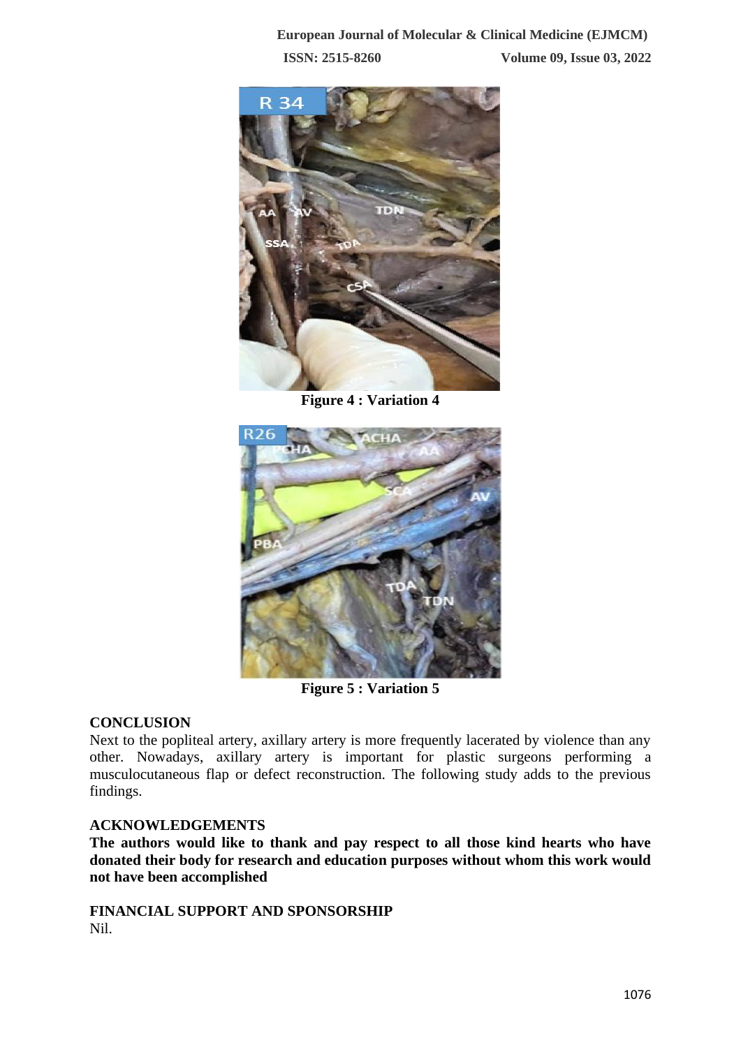Figure 4 : Variation 4

Figure 5 : Variation 5

## CONCLUSION

Next to the popliteal artery, axillary artery is more frequently lacerated by violence than any other. Nowadays, axillary artery is important for plastic surgeons performing a musculocutaneous flap or defect reconstruction. The following study adds to the previous findings.

## ACKNOWLEDGEMENTS

**The authors would like to thank and pay respect to all those kind hearts who have donated their body for research and education purposes without whom this work would not have been accomplished**

## FINANCIAL SUPPORT AND SPONSORSHIP

Nil.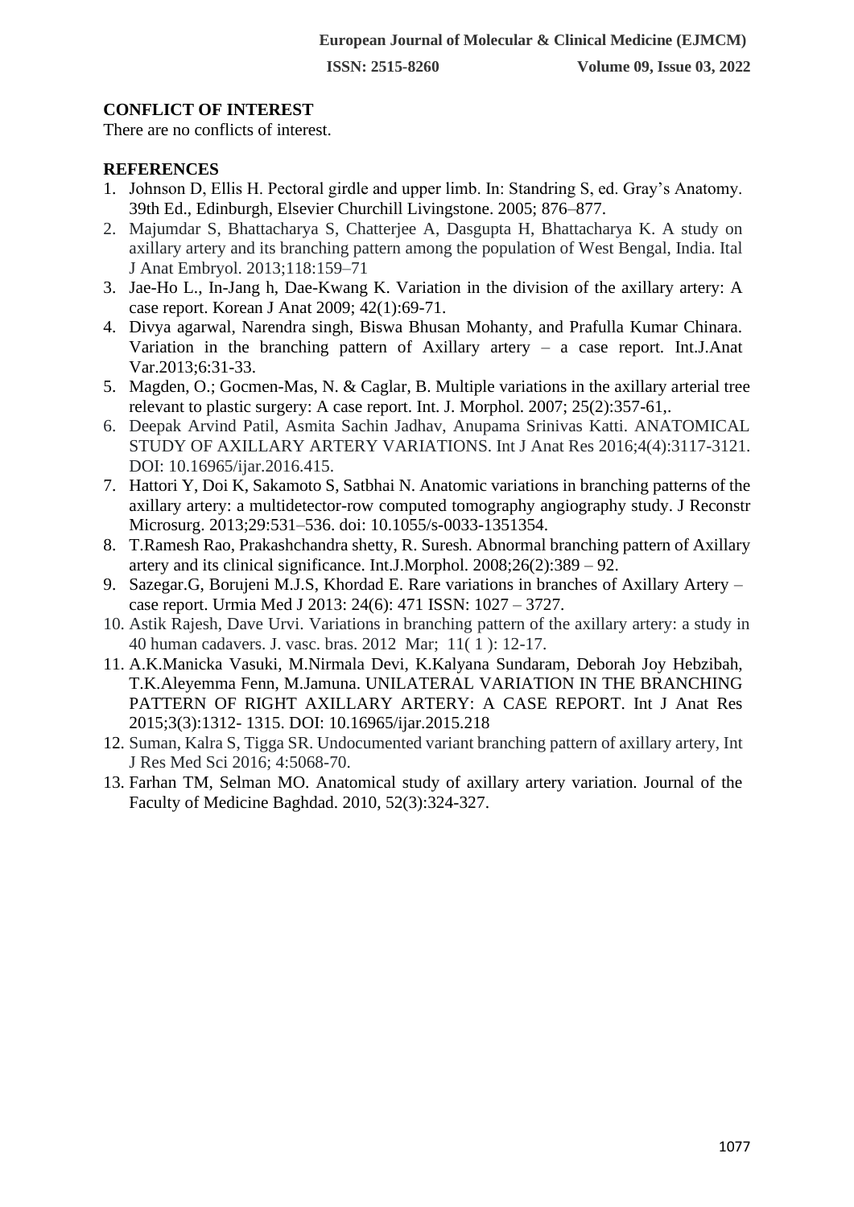## CONFLICT OF INTEREST

There are no conflicts of interest.

## REFERENCES

1. Johnson D, Ellis H. Pectoral girdle and upper limb. In: Standring S, ed. Gray's Anatomy. 39th Ed., Edinburgh, Elsevier Churchill Livingstone. 2005; 876–877.
2. Majumdar S, Bhattacharya S, Chatterjee A, Dasgupta H, Bhattacharya K. A study on axillary artery and its branching pattern among the population of West Bengal, India. Ital J Anat Embryol. 2013;118:159–71
3. Jae-Ho L., In-Jang h, Dae-Kwang K. Variation in the division of the axillary artery: A case report. Korean J Anat 2009; 42(1):69-71.
4. Divya agarwal, Narendra singh, Biswa Bhusan Mohanty, and Prafulla Kumar Chinara. Variation in the branching pattern of Axillary artery – a case report. Int.J.Anat Var.2013;6:31-33.
5. Magden, O.; Gocmen-Mas, N. & Caglar, B. Multiple variations in the axillary arterial tree relevant to plastic surgery: A case report. Int. J. Morphol. 2007; 25(2):357-61,.
6. Deepak Arvind Patil, Asmita Sachin Jadhav, Anupama Srinivas Katti. ANATOMICAL STUDY OF AXILLARY ARTERY VARIATIONS. Int J Anat Res 2016;4(4):3117-3121. DOI: 10.16965/ijar.2016.415.
7. Hattori Y, Doi K, Sakamoto S, Satbhai N. Anatomic variations in branching patterns of the axillary artery: a multidetector-row computed tomography angiography study. J Reconstr Microsurg. 2013;29:531–536. doi: 10.1055/s-0033-1351354.
8. T.Ramesh Rao, Prakashchandra shetty, R. Suresh. Abnormal branching pattern of Axillary artery and its clinical significance. Int.J.Morphol. 2008;26(2):389 – 92.
9. Sazegar.G, Borujeni M.J.S, Khordad E. Rare variations in branches of Axillary Artery – case report. Urmia Med J 2013: 24(6): 471 ISSN: 1027 – 3727.
10. Astik Rajesh, Dave Urvi. Variations in branching pattern of the axillary artery: a study in 40 human cadavers. J. vasc. bras. 2012 Mar; 11( 1 ): 12-17.
11. A.K.Manicka Vasuki, M.Nirmala Devi, K.Kalyana Sundaram, Deborah Joy Hebzibah, T.K.Aleyemma Fenn, M.Jamuna. UNILATERAL VARIATION IN THE BRANCHING PATTERN OF RIGHT AXILLARY ARTERY: A CASE REPORT. Int J Anat Res 2015;3(3):1312- 1315. DOI: 10.16965/ijar.2015.218
12. Suman, Kalra S, Tigga SR. Undocumented variant branching pattern of axillary artery, Int J Res Med Sci 2016; 4:5068-70.
13. Farhan TM, Selman MO. Anatomical study of axillary artery variation. Journal of the Faculty of Medicine Baghdad. 2010, 52(3):324-327.